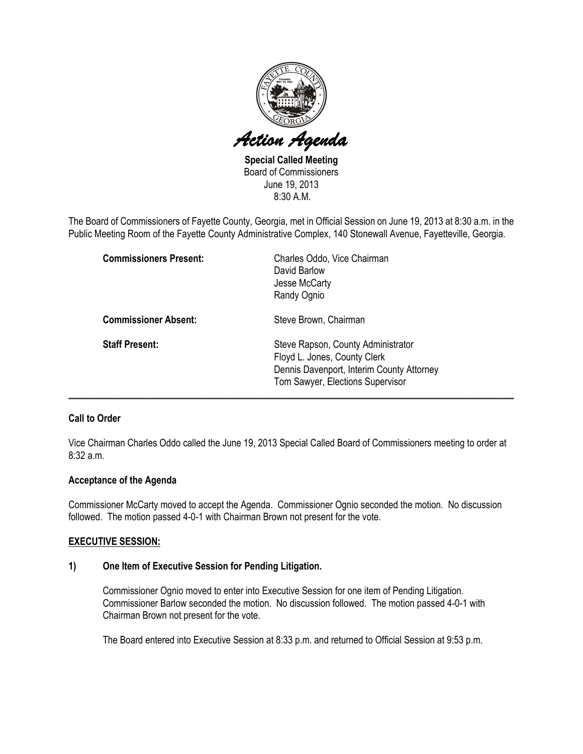# *Action Agenda*

**Special Called Meeting**
Board of Commissioners
June 19, 2013
8:30 A.M.

The Board of Commissioners of Fayette County, Georgia, met in Official Session on June 19, 2013 at 8:30 a.m. in the Public Meeting Room of the Fayette County Administrative Complex, 140 Stonewall Avenue, Fayetteville, Georgia.

**Commissioners Present:** Charles Oddo, Vice Chairman
David Barlow
Jesse McCarty
Randy Ognio

**Commissioner Absent:** Steve Brown, Chairman

**Staff Present:** Steve Rapson, County Administrator
Floyd L. Jones, County Clerk
Dennis Davenport, Interim County Attorney
Tom Sawyer, Elections Supervisor

---

**Call to Order**

Vice Chairman Charles Oddo called the June 19, 2013 Special Called Board of Commissioners meeting to order at 8:32 a.m.

**Acceptance of the Agenda**

Commissioner McCarty moved to accept the Agenda. Commissioner Ognio seconded the motion. No discussion followed. The motion passed 4-0-1 with Chairman Brown not present for the vote.

**EXECUTIVE SESSION:**

**1) One Item of Executive Session for Pending Litigation.**

Commissioner Ognio moved to enter into Executive Session for one item of Pending Litigation. Commissioner Barlow seconded the motion. No discussion followed. The motion passed 4-0-1 with Chairman Brown not present for the vote.

The Board entered into Executive Session at 8:33 p.m. and returned to Official Session at 9:53 p.m.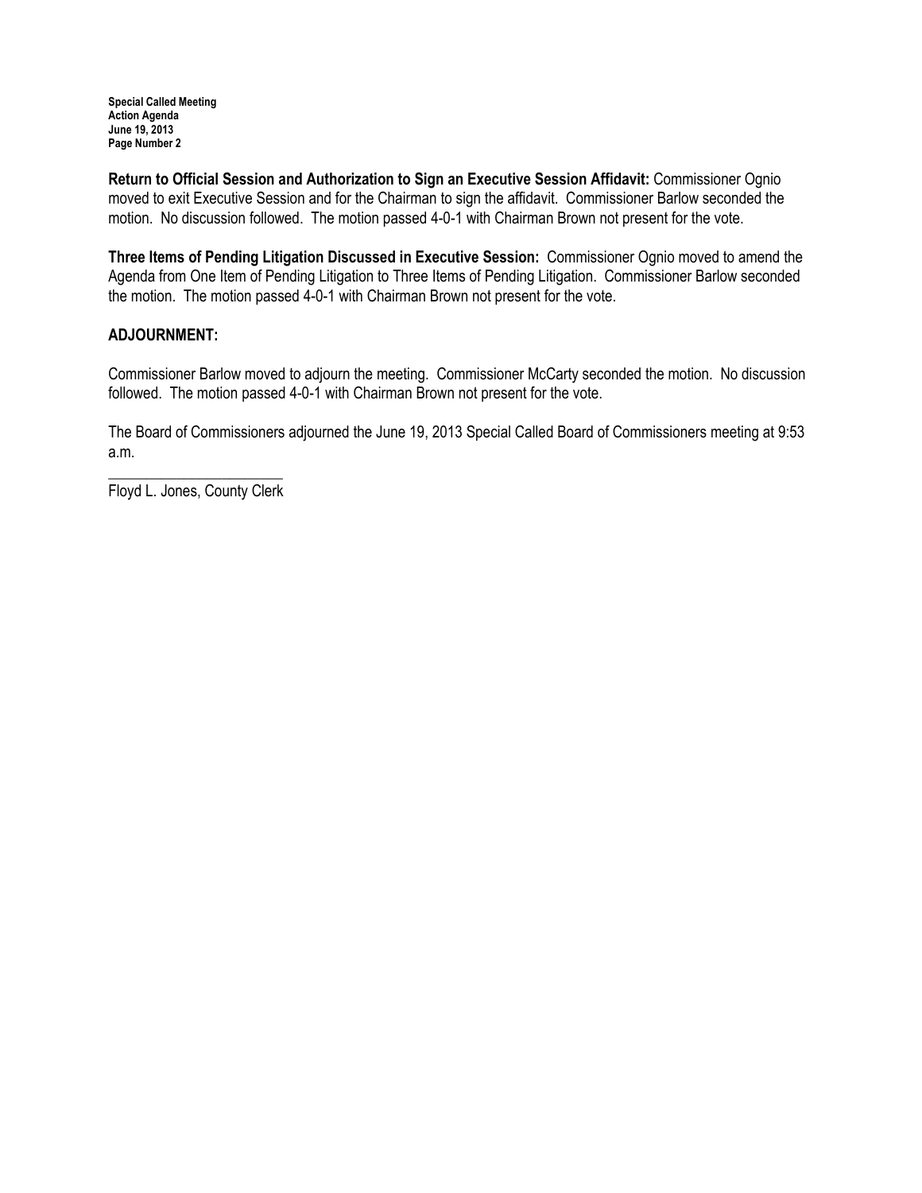**Return to Official Session and Authorization to Sign an Executive Session Affidavit:** Commissioner Ognio moved to exit Executive Session and for the Chairman to sign the affidavit. Commissioner Barlow seconded the motion. No discussion followed. The motion passed 4-0-1 with Chairman Brown not present for the vote.

**Three Items of Pending Litigation Discussed in Executive Session:** Commissioner Ognio moved to amend the Agenda from One Item of Pending Litigation to Three Items of Pending Litigation. Commissioner Barlow seconded the motion. The motion passed 4-0-1 with Chairman Brown not present for the vote.

**ADJOURNMENT:**

Commissioner Barlow moved to adjourn the meeting. Commissioner McCarty seconded the motion. No discussion followed. The motion passed 4-0-1 with Chairman Brown not present for the vote.

The Board of Commissioners adjourned the June 19, 2013 Special Called Board of Commissioners meeting at 9:53 a.m.

___________________________
Floyd L. Jones, County Clerk